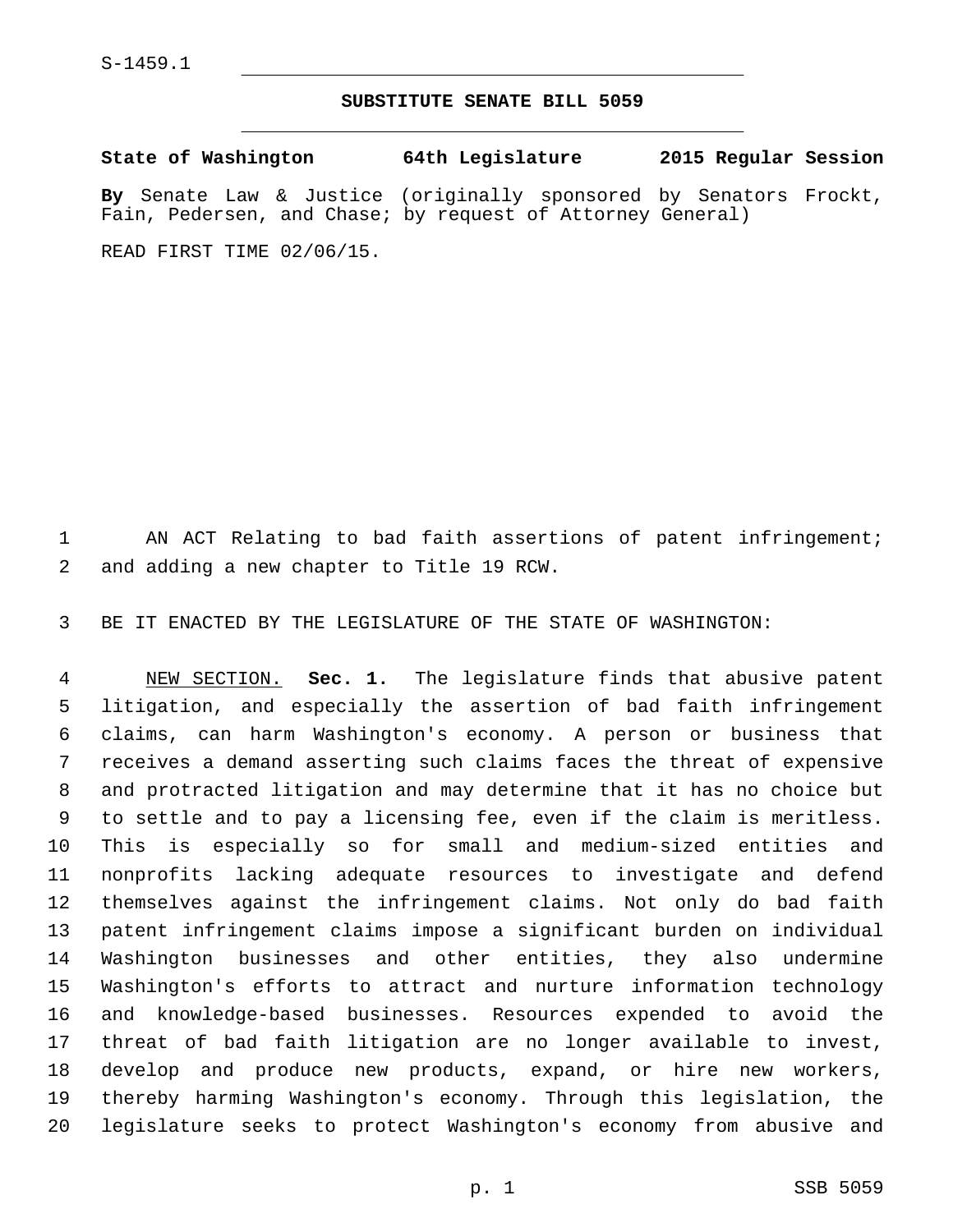S-1459.1

**SUBSTITUTE SENATE BILL 5059**

**State of Washington 64th Legislature 2015 Regular Session**

**By** Senate Law & Justice (originally sponsored by Senators Frockt, Fain, Pedersen, and Chase; by request of Attorney General)

READ FIRST TIME 02/06/15.

AN ACT Relating to bad faith assertions of patent infringement; and adding a new chapter to Title 19 RCW.

BE IT ENACTED BY THE LEGISLATURE OF THE STATE OF WASHINGTON:

NEW SECTION. **Sec. 1.** The legislature finds that abusive patent litigation, and especially the assertion of bad faith infringement claims, can harm Washington's economy. A person or business that receives a demand asserting such claims faces the threat of expensive and protracted litigation and may determine that it has no choice but to settle and to pay a licensing fee, even if the claim is meritless. This is especially so for small and medium-sized entities and nonprofits lacking adequate resources to investigate and defend themselves against the infringement claims. Not only do bad faith patent infringement claims impose a significant burden on individual Washington businesses and other entities, they also undermine Washington's efforts to attract and nurture information technology and knowledge-based businesses. Resources expended to avoid the threat of bad faith litigation are no longer available to invest, develop and produce new products, expand, or hire new workers, thereby harming Washington's economy. Through this legislation, the legislature seeks to protect Washington's economy from abusive and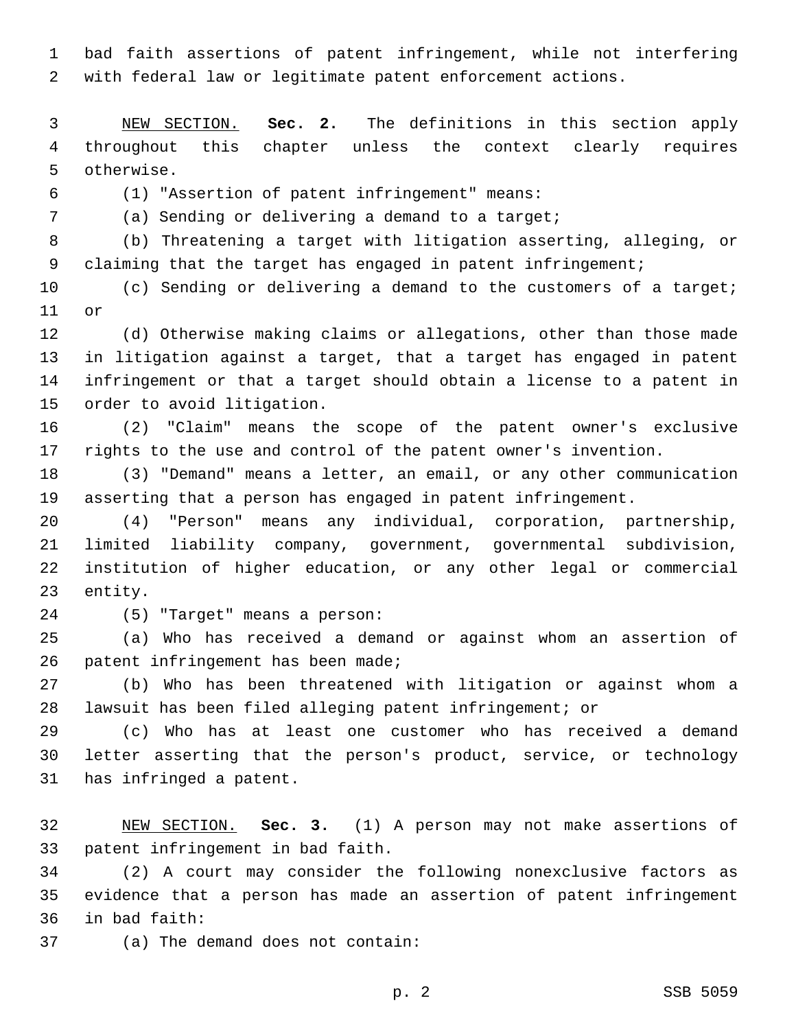bad faith assertions of patent infringement, while not interfering with federal law or legitimate patent enforcement actions.

NEW SECTION. **Sec. 2.** The definitions in this section apply throughout this chapter unless the context clearly requires otherwise.

(1) "Assertion of patent infringement" means:

(a) Sending or delivering a demand to a target;

(b) Threatening a target with litigation asserting, alleging, or claiming that the target has engaged in patent infringement;

(c) Sending or delivering a demand to the customers of a target; or

(d) Otherwise making claims or allegations, other than those made in litigation against a target, that a target has engaged in patent infringement or that a target should obtain a license to a patent in order to avoid litigation.

(2) "Claim" means the scope of the patent owner's exclusive rights to the use and control of the patent owner's invention.

(3) "Demand" means a letter, an email, or any other communication asserting that a person has engaged in patent infringement.

(4) "Person" means any individual, corporation, partnership, limited liability company, government, governmental subdivision, institution of higher education, or any other legal or commercial entity.

(5) "Target" means a person:

(a) Who has received a demand or against whom an assertion of patent infringement has been made;

(b) Who has been threatened with litigation or against whom a lawsuit has been filed alleging patent infringement; or

(c) Who has at least one customer who has received a demand letter asserting that the person's product, service, or technology has infringed a patent.

NEW SECTION. **Sec. 3.** (1) A person may not make assertions of patent infringement in bad faith.

(2) A court may consider the following nonexclusive factors as evidence that a person has made an assertion of patent infringement in bad faith:

(a) The demand does not contain: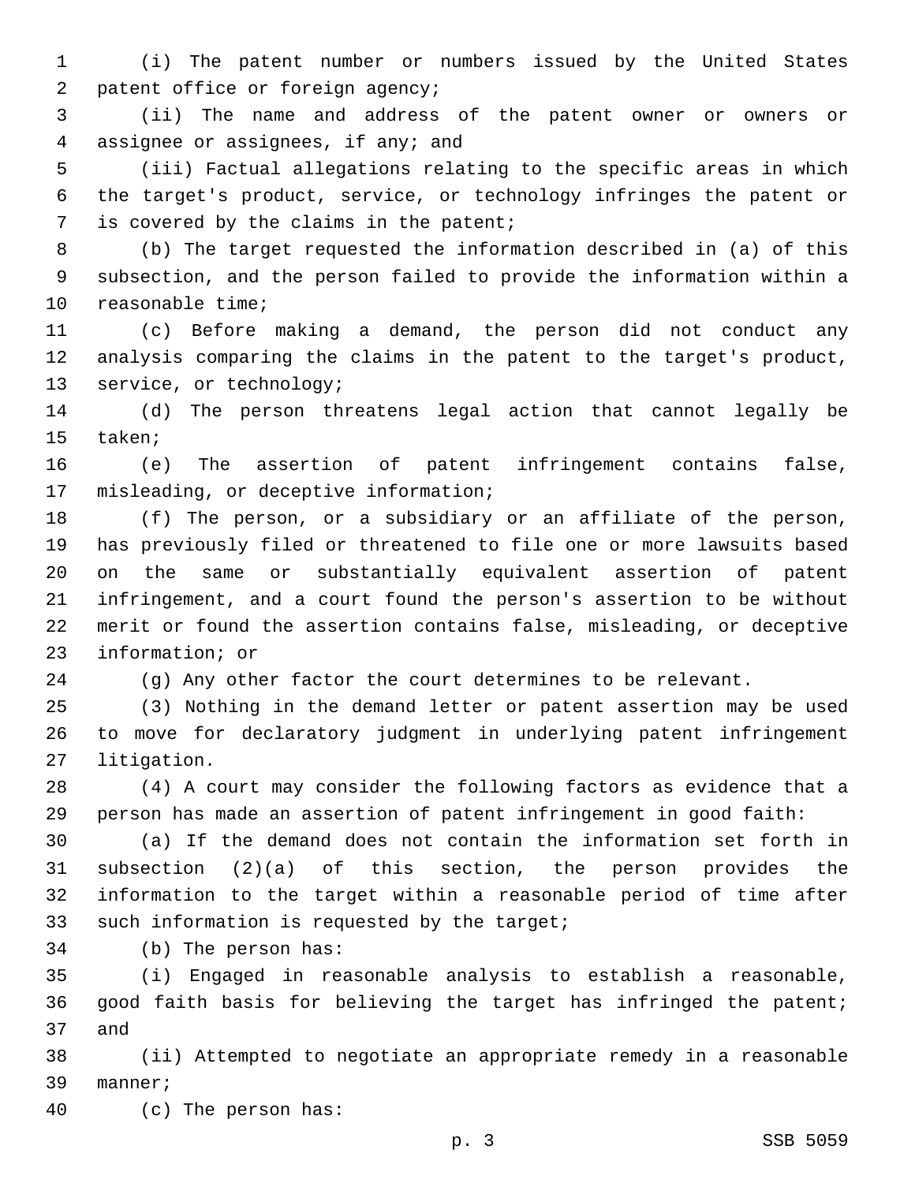(i) The patent number or numbers issued by the United States patent office or foreign agency;

(ii) The name and address of the patent owner or owners or assignee or assignees, if any; and

(iii) Factual allegations relating to the specific areas in which the target's product, service, or technology infringes the patent or is covered by the claims in the patent;

(b) The target requested the information described in (a) of this subsection, and the person failed to provide the information within a reasonable time;

(c) Before making a demand, the person did not conduct any analysis comparing the claims in the patent to the target's product, service, or technology;

(d) The person threatens legal action that cannot legally be taken;

(e) The assertion of patent infringement contains false, misleading, or deceptive information;

(f) The person, or a subsidiary or an affiliate of the person, has previously filed or threatened to file one or more lawsuits based on the same or substantially equivalent assertion of patent infringement, and a court found the person's assertion to be without merit or found the assertion contains false, misleading, or deceptive information; or

(g) Any other factor the court determines to be relevant.

(3) Nothing in the demand letter or patent assertion may be used to move for declaratory judgment in underlying patent infringement litigation.

(4) A court may consider the following factors as evidence that a person has made an assertion of patent infringement in good faith:

(a) If the demand does not contain the information set forth in subsection (2)(a) of this section, the person provides the information to the target within a reasonable period of time after such information is requested by the target;

(b) The person has:

(i) Engaged in reasonable analysis to establish a reasonable, good faith basis for believing the target has infringed the patent; and

(ii) Attempted to negotiate an appropriate remedy in a reasonable manner;

(c) The person has: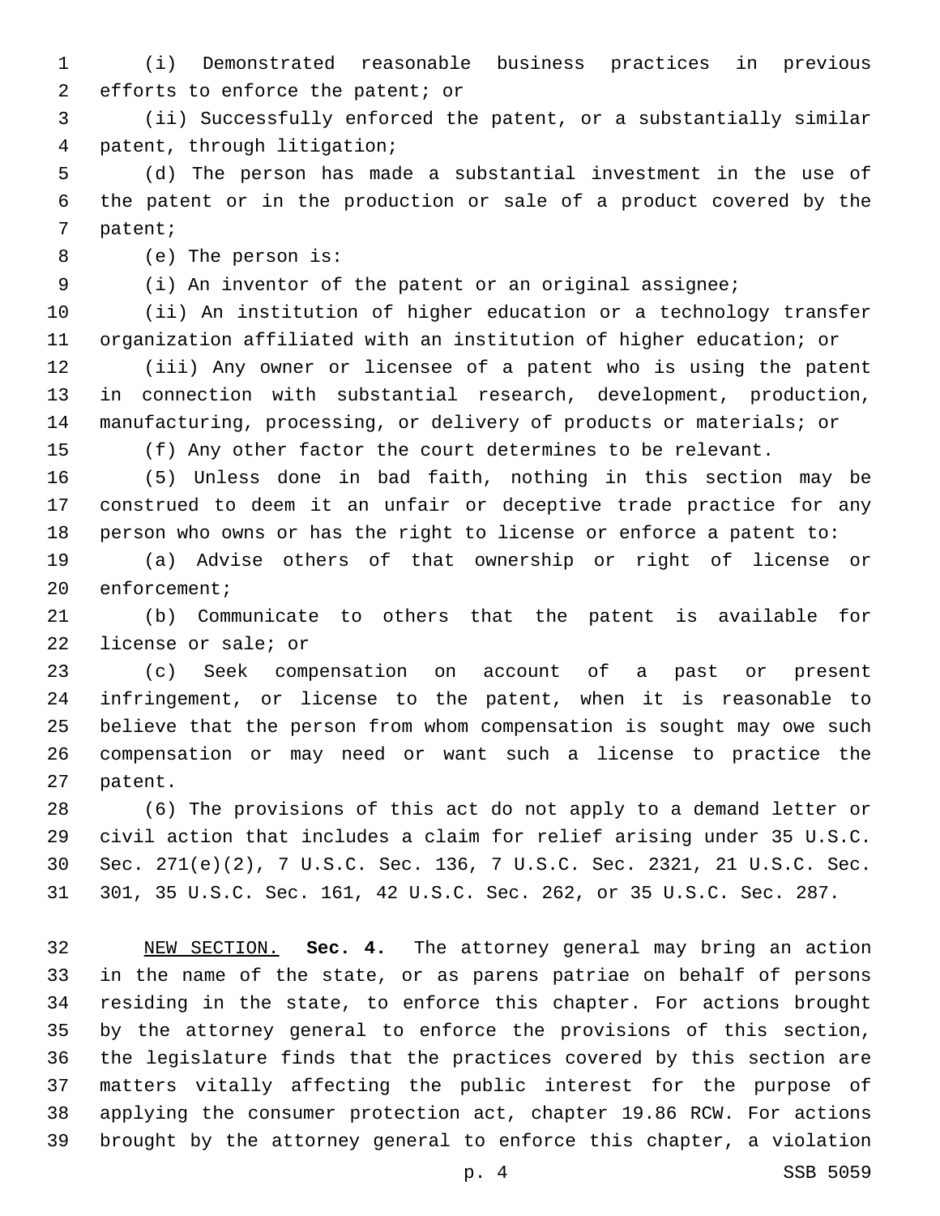(i) Demonstrated reasonable business practices in previous efforts to enforce the patent; or

(ii) Successfully enforced the patent, or a substantially similar patent, through litigation;

(d) The person has made a substantial investment in the use of the patent or in the production or sale of a product covered by the patent;

(e) The person is:

(i) An inventor of the patent or an original assignee;

(ii) An institution of higher education or a technology transfer organization affiliated with an institution of higher education; or

(iii) Any owner or licensee of a patent who is using the patent in connection with substantial research, development, production, manufacturing, processing, or delivery of products or materials; or

(f) Any other factor the court determines to be relevant.

(5) Unless done in bad faith, nothing in this section may be construed to deem it an unfair or deceptive trade practice for any person who owns or has the right to license or enforce a patent to:

(a) Advise others of that ownership or right of license or enforcement;

(b) Communicate to others that the patent is available for license or sale; or

(c) Seek compensation on account of a past or present infringement, or license to the patent, when it is reasonable to believe that the person from whom compensation is sought may owe such compensation or may need or want such a license to practice the patent.

(6) The provisions of this act do not apply to a demand letter or civil action that includes a claim for relief arising under 35 U.S.C. Sec. 271(e)(2), 7 U.S.C. Sec. 136, 7 U.S.C. Sec. 2321, 21 U.S.C. Sec. 301, 35 U.S.C. Sec. 161, 42 U.S.C. Sec. 262, or 35 U.S.C. Sec. 287.

NEW SECTION. **Sec. 4.** The attorney general may bring an action in the name of the state, or as parens patriae on behalf of persons residing in the state, to enforce this chapter. For actions brought by the attorney general to enforce the provisions of this section, the legislature finds that the practices covered by this section are matters vitally affecting the public interest for the purpose of applying the consumer protection act, chapter 19.86 RCW. For actions brought by the attorney general to enforce this chapter, a violation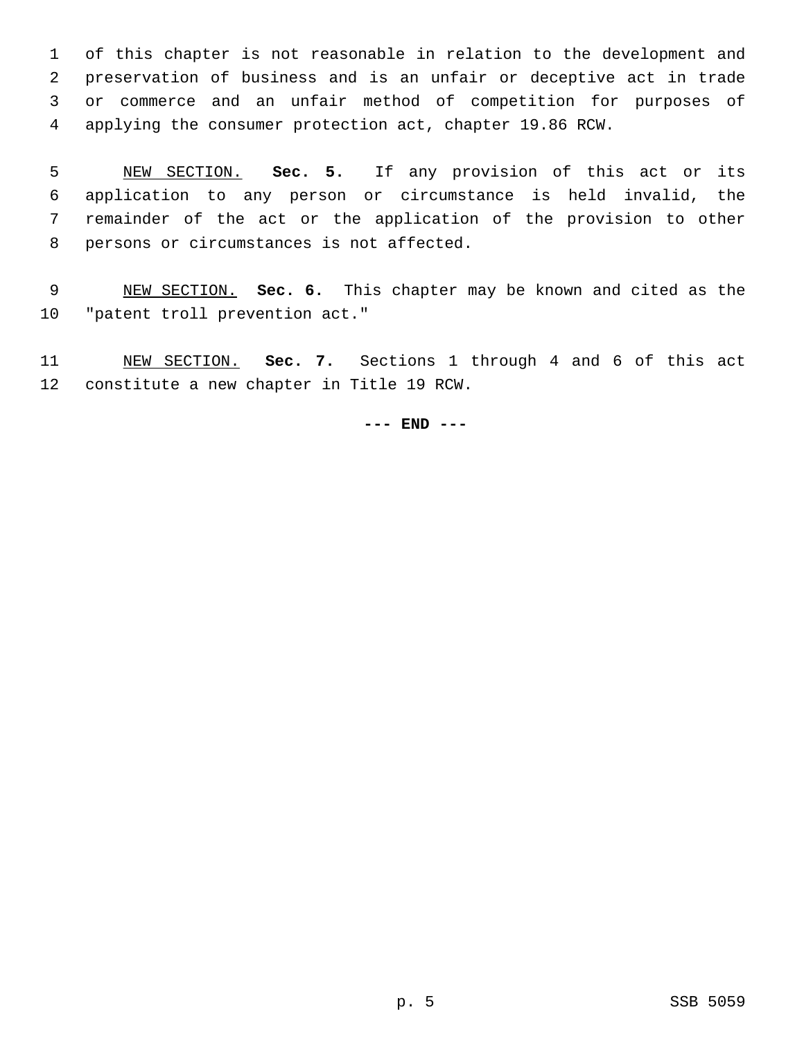of this chapter is not reasonable in relation to the development and preservation of business and is an unfair or deceptive act in trade or commerce and an unfair method of competition for purposes of applying the consumer protection act, chapter 19.86 RCW.

NEW SECTION. **Sec. 5.** If any provision of this act or its application to any person or circumstance is held invalid, the remainder of the act or the application of the provision to other persons or circumstances is not affected.

NEW SECTION. **Sec. 6.** This chapter may be known and cited as the "patent troll prevention act."

NEW SECTION. **Sec. 7.** Sections 1 through 4 and 6 of this act constitute a new chapter in Title 19 RCW.

**--- END ---**